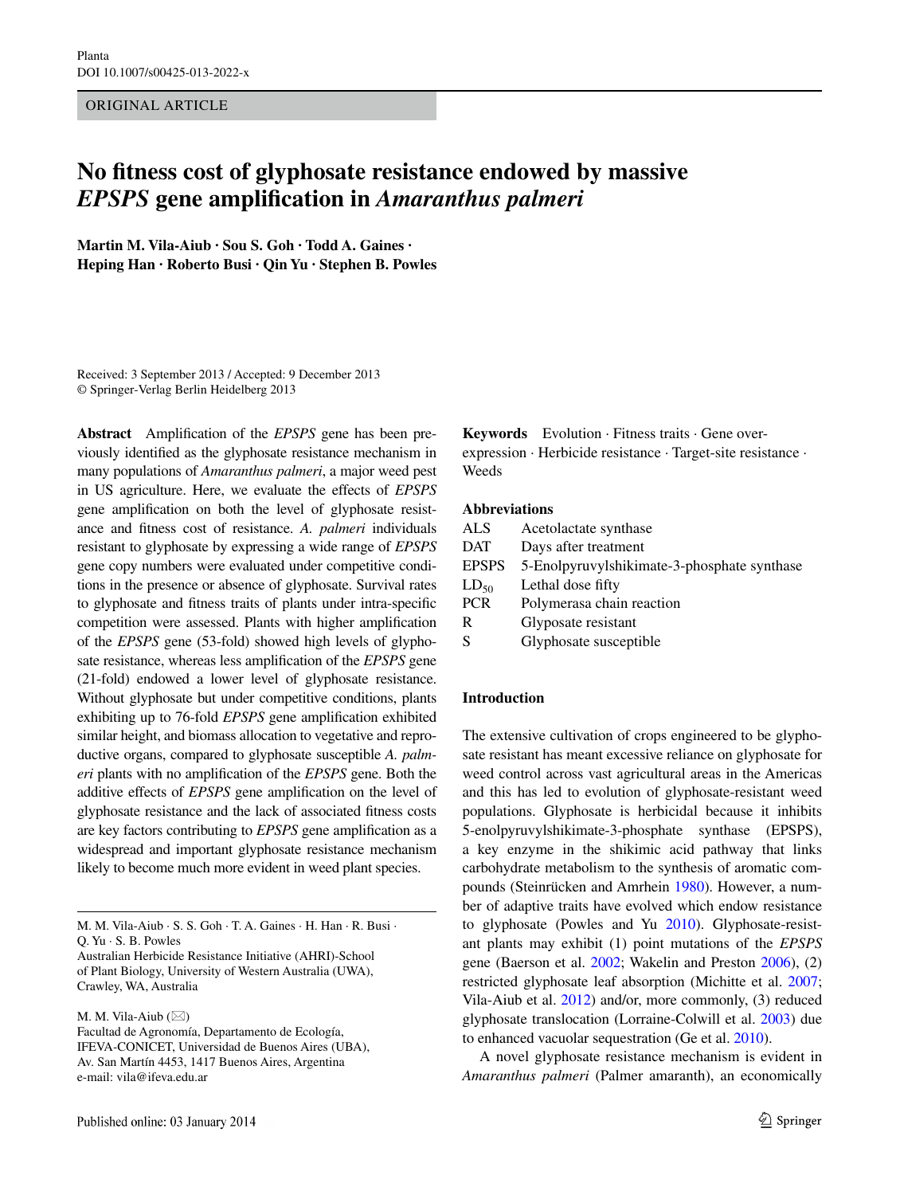ORIGINAL ARTICLE

# No fitness cost of glyphosate resistance endowed by massive *EPSPS* gene amplification in *Amaranthus palmeri*

**Martin M. Vila-Aiub · Sou S. Goh · Todd A. Gaines · Heping Han · Roberto Busi · Qin Yu · Stephen B. Powles**

Received: 3 September 2013 / Accepted: 9 December 2013
© Springer-Verlag Berlin Heidelberg 2013

**Abstract** Amplification of the *EPSPS* gene has been previously identified as the glyphosate resistance mechanism in many populations of *Amaranthus palmeri*, a major weed pest in US agriculture. Here, we evaluate the effects of *EPSPS* gene amplification on both the level of glyphosate resistance and fitness cost of resistance. *A. palmeri* individuals resistant to glyphosate by expressing a wide range of *EPSPS* gene copy numbers were evaluated under competitive conditions in the presence or absence of glyphosate. Survival rates to glyphosate and fitness traits of plants under intra-specific competition were assessed. Plants with higher amplification of the *EPSPS* gene (53-fold) showed high levels of glyphosate resistance, whereas less amplification of the *EPSPS* gene (21-fold) endowed a lower level of glyphosate resistance. Without glyphosate but under competitive conditions, plants exhibiting up to 76-fold *EPSPS* gene amplification exhibited similar height, and biomass allocation to vegetative and reproductive organs, compared to glyphosate susceptible *A. palmeri* plants with no amplification of the *EPSPS* gene. Both the additive effects of *EPSPS* gene amplification on the level of glyphosate resistance and the lack of associated fitness costs are key factors contributing to *EPSPS* gene amplification as a widespread and important glyphosate resistance mechanism likely to become much more evident in weed plant species.

**Keywords** Evolution · Fitness traits · Gene over-expression · Herbicide resistance · Target-site resistance · Weeds

**Abbreviations**

| | |
|---|---|
| ALS | Acetolactate synthase |
| DAT | Days after treatment |
| EPSPS | 5-Enolpyruvylshikimate-3-phosphate synthase |
| $LD_{50}$ | Lethal dose fifty |
| PCR | Polymerasa chain reaction |
| R | Glyposate resistant |
| S | Glyphosate susceptible |

## Introduction

The extensive cultivation of crops engineered to be glyphosate resistant has meant excessive reliance on glyphosate for weed control across vast agricultural areas in the Americas and this has led to evolution of glyphosate-resistant weed populations. Glyphosate is herbicidal because it inhibits 5-enolpyruvylshikimate-3-phosphate synthase (EPSPS), a key enzyme in the shikimic acid pathway that links carbohydrate metabolism to the synthesis of aromatic compounds (Steinrücken and Amrhein 1980). However, a number of adaptive traits have evolved which endow resistance to glyphosate (Powles and Yu 2010). Glyphosate-resistant plants may exhibit (1) point mutations of the *EPSPS* gene (Baerson et al. 2002; Wakelin and Preston 2006), (2) restricted glyphosate leaf absorption (Michitte et al. 2007; Vila-Aiub et al. 2012) and/or, more commonly, (3) reduced glyphosate translocation (Lorraine-Colwill et al. 2003) due to enhanced vacuolar sequestration (Ge et al. 2010).

A novel glyphosate resistance mechanism is evident in *Amaranthus palmeri* (Palmer amaranth), an economically

---

M. M. Vila-Aiub · S. S. Goh · T. A. Gaines · H. Han · R. Busi · Q. Yu · S. B. Powles
Australian Herbicide Resistance Initiative (AHRI)-School of Plant Biology, University of Western Australia (UWA), Crawley, WA, Australia

M. M. Vila-Aiub (✉)
Facultad de Agronomía, Departamento de Ecología, IFEVA-CONICET, Universidad de Buenos Aires (UBA), Av. San Martín 4453, 1417 Buenos Aires, Argentina
e-mail: vila@ifeva.edu.ar

Published online: 03 January 2014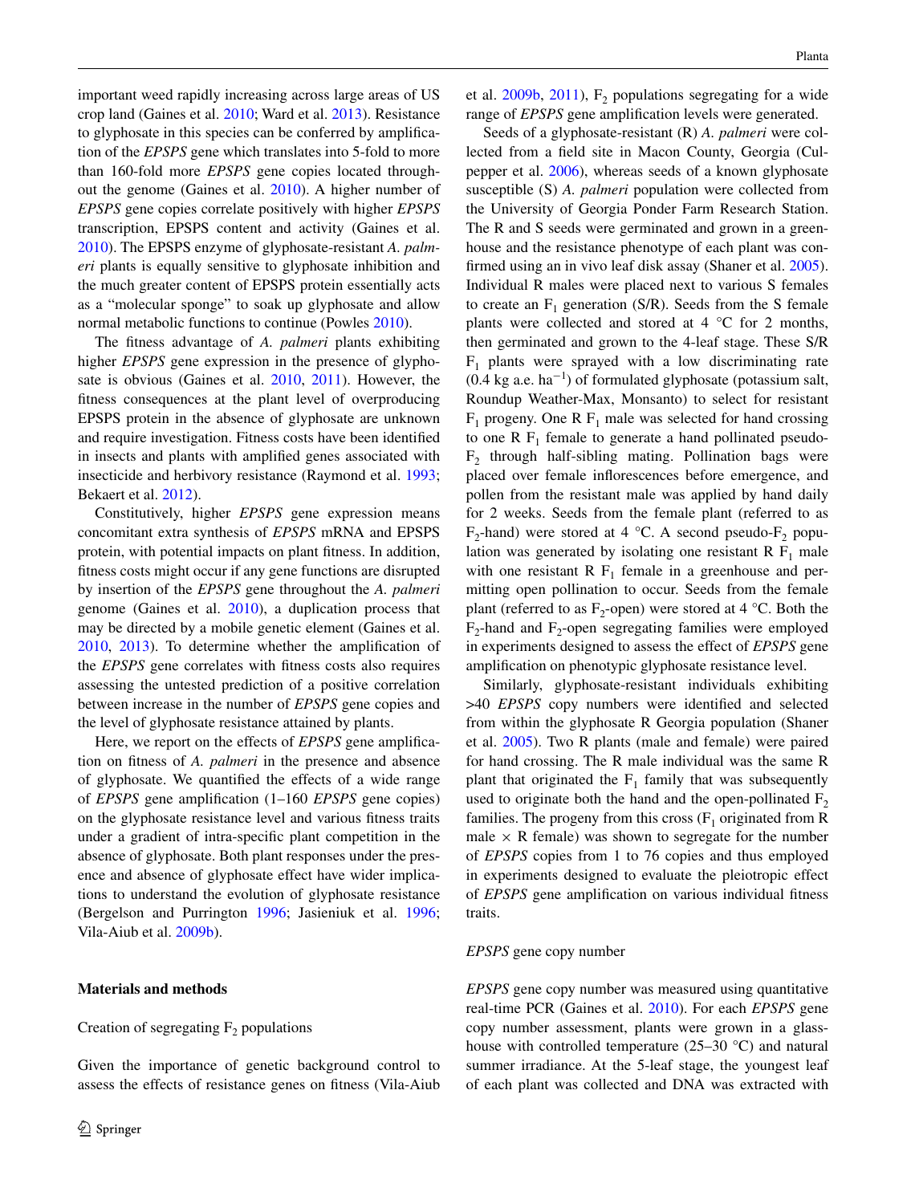important weed rapidly increasing across large areas of US crop land (Gaines et al. 2010; Ward et al. 2013). Resistance to glyphosate in this species can be conferred by amplification of the *EPSPS* gene which translates into 5-fold to more than 160-fold more *EPSPS* gene copies located throughout the genome (Gaines et al. 2010). A higher number of *EPSPS* gene copies correlate positively with higher *EPSPS* transcription, EPSPS content and activity (Gaines et al. 2010). The EPSPS enzyme of glyphosate-resistant *A. palmeri* plants is equally sensitive to glyphosate inhibition and the much greater content of EPSPS protein essentially acts as a "molecular sponge" to soak up glyphosate and allow normal metabolic functions to continue (Powles 2010).

The fitness advantage of *A. palmeri* plants exhibiting higher *EPSPS* gene expression in the presence of glyphosate is obvious (Gaines et al. 2010, 2011). However, the fitness consequences at the plant level of overproducing EPSPS protein in the absence of glyphosate are unknown and require investigation. Fitness costs have been identified in insects and plants with amplified genes associated with insecticide and herbivory resistance (Raymond et al. 1993; Bekaert et al. 2012).

Constitutively, higher *EPSPS* gene expression means concomitant extra synthesis of *EPSPS* mRNA and EPSPS protein, with potential impacts on plant fitness. In addition, fitness costs might occur if any gene functions are disrupted by insertion of the *EPSPS* gene throughout the *A. palmeri* genome (Gaines et al. 2010), a duplication process that may be directed by a mobile genetic element (Gaines et al. 2010, 2013). To determine whether the amplification of the *EPSPS* gene correlates with fitness costs also requires assessing the untested prediction of a positive correlation between increase in the number of *EPSPS* gene copies and the level of glyphosate resistance attained by plants.

Here, we report on the effects of *EPSPS* gene amplification on fitness of *A. palmeri* in the presence and absence of glyphosate. We quantified the effects of a wide range of *EPSPS* gene amplification (1–160 *EPSPS* gene copies) on the glyphosate resistance level and various fitness traits under a gradient of intra-specific plant competition in the absence of glyphosate. Both plant responses under the presence and absence of glyphosate effect have wider implications to understand the evolution of glyphosate resistance (Bergelson and Purrington 1996; Jasieniuk et al. 1996; Vila-Aiub et al. 2009b).

## Materials and methods

### Creation of segregating $F_2$ populations

Given the importance of genetic background control to assess the effects of resistance genes on fitness (Vila-Aiub et al. 2009b, 2011), $F_2$ populations segregating for a wide range of *EPSPS* gene amplification levels were generated.

Seeds of a glyphosate-resistant (R) *A. palmeri* were collected from a field site in Macon County, Georgia (Culpepper et al. 2006), whereas seeds of a known glyphosate susceptible (S) *A. palmeri* population were collected from the University of Georgia Ponder Farm Research Station. The R and S seeds were germinated and grown in a greenhouse and the resistance phenotype of each plant was confirmed using an in vivo leaf disk assay (Shaner et al. 2005). Individual R males were placed next to various S females to create an $F_1$ generation (S/R). Seeds from the S female plants were collected and stored at 4 °C for 2 months, then germinated and grown to the 4-leaf stage. These S/R $F_1$ plants were sprayed with a low discriminating rate (0.4 kg a.e. $ha^{-1}$) of formulated glyphosate (potassium salt, Roundup Weather-Max, Monsanto) to select for resistant $F_1$ progeny. One R $F_1$ male was selected for hand crossing to one R $F_1$ female to generate a hand pollinated pseudo-$F_2$ through half-sibling mating. Pollination bags were placed over female inflorescences before emergence, and pollen from the resistant male was applied by hand daily for 2 weeks. Seeds from the female plant (referred to as $F_2$-hand) were stored at 4 °C. A second pseudo-$F_2$ population was generated by isolating one resistant R $F_1$ male with one resistant R $F_1$ female in a greenhouse and permitting open pollination to occur. Seeds from the female plant (referred to as $F_2$-open) were stored at 4 °C. Both the $F_2$-hand and $F_2$-open segregating families were employed in experiments designed to assess the effect of *EPSPS* gene amplification on phenotypic glyphosate resistance level.

Similarly, glyphosate-resistant individuals exhibiting >40 *EPSPS* copy numbers were identified and selected from within the glyphosate R Georgia population (Shaner et al. 2005). Two R plants (male and female) were paired for hand crossing. The R male individual was the same R plant that originated the $F_1$ family that was subsequently used to originate both the hand and the open-pollinated $F_2$ families. The progeny from this cross ($F_1$ originated from R male × R female) was shown to segregate for the number of *EPSPS* copies from 1 to 76 copies and thus employed in experiments designed to evaluate the pleiotropic effect of *EPSPS* gene amplification on various individual fitness traits.

### *EPSPS* gene copy number

*EPSPS* gene copy number was measured using quantitative real-time PCR (Gaines et al. 2010). For each *EPSPS* gene copy number assessment, plants were grown in a glasshouse with controlled temperature (25–30 °C) and natural summer irradiance. At the 5-leaf stage, the youngest leaf of each plant was collected and DNA was extracted with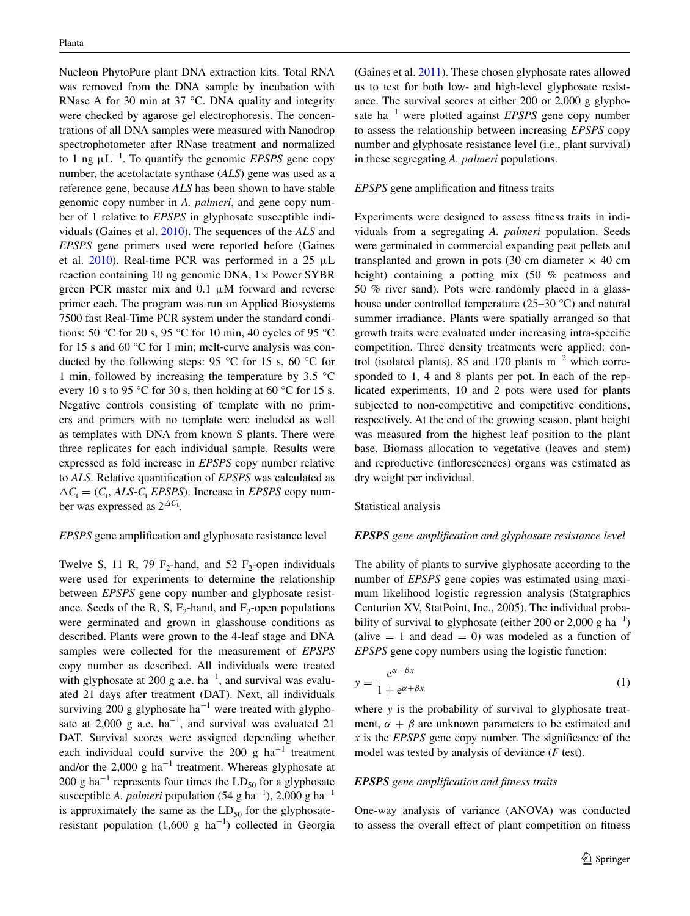Nucleon PhytoPure plant DNA extraction kits. Total RNA was removed from the DNA sample by incubation with RNase A for 30 min at 37 °C. DNA quality and integrity were checked by agarose gel electrophoresis. The concentrations of all DNA samples were measured with Nanodrop spectrophotometer after RNase treatment and normalized to 1 ng $\mu L^{-1}$. To quantify the genomic *EPSPS* gene copy number, the acetolactate synthase (*ALS*) gene was used as a reference gene, because *ALS* has been shown to have stable genomic copy number in *A. palmeri*, and gene copy number of 1 relative to *EPSPS* in glyphosate susceptible individuals (Gaines et al. 2010). The sequences of the *ALS* and *EPSPS* gene primers used were reported before (Gaines et al. 2010). Real-time PCR was performed in a 25 μL reaction containing 10 ng genomic DNA, 1× Power SYBR green PCR master mix and 0.1 μM forward and reverse primer each. The program was run on Applied Biosystems 7500 fast Real-Time PCR system under the standard conditions: 50 °C for 20 s, 95 °C for 10 min, 40 cycles of 95 °C for 15 s and 60 °C for 1 min; melt-curve analysis was conducted by the following steps: 95 °C for 15 s, 60 °C for 1 min, followed by increasing the temperature by 3.5 °C every 10 s to 95 °C for 30 s, then holding at 60 °C for 15 s. Negative controls consisting of template with no primers and primers with no template were included as well as templates with DNA from known S plants. There were three replicates for each individual sample. Results were expressed as fold increase in *EPSPS* copy number relative to *ALS*. Relative quantification of *EPSPS* was calculated as $\Delta C_t = (C_t, ALS\text{-}C_t\ EPSPS)$. Increase in *EPSPS* copy number was expressed as $2^{\Delta C_t}$.

### *EPSPS* gene amplification and glyphosate resistance level

Twelve S, 11 R, 79 $F_2$-hand, and 52 $F_2$-open individuals were used for experiments to determine the relationship between *EPSPS* gene copy number and glyphosate resistance. Seeds of the R, S, $F_2$-hand, and $F_2$-open populations were germinated and grown in glasshouse conditions as described. Plants were grown to the 4-leaf stage and DNA samples were collected for the measurement of *EPSPS* copy number as described. All individuals were treated with glyphosate at 200 g a.e. $ha^{-1}$, and survival was evaluated 21 days after treatment (DAT). Next, all individuals surviving 200 g glyphosate $ha^{-1}$ were treated with glyphosate at 2,000 g a.e. $ha^{-1}$, and survival was evaluated 21 DAT. Survival scores were assigned depending whether each individual could survive the 200 g $ha^{-1}$ treatment and/or the 2,000 g $ha^{-1}$ treatment. Whereas glyphosate at 200 g $ha^{-1}$ represents four times the $LD_{50}$ for a glyphosate susceptible *A. palmeri* population (54 g $ha^{-1}$), 2,000 g $ha^{-1}$ is approximately the same as the $LD_{50}$ for the glyphosate-resistant population (1,600 g $ha^{-1}$) collected in Georgia (Gaines et al. 2011). These chosen glyphosate rates allowed us to test for both low- and high-level glyphosate resistance. The survival scores at either 200 or 2,000 g glyphosate $ha^{-1}$ were plotted against *EPSPS* gene copy number to assess the relationship between increasing *EPSPS* copy number and glyphosate resistance level (i.e., plant survival) in these segregating *A. palmeri* populations.

### *EPSPS* gene amplification and fitness traits

Experiments were designed to assess fitness traits in individuals from a segregating *A. palmeri* population. Seeds were germinated in commercial expanding peat pellets and transplanted and grown in pots (30 cm diameter × 40 cm height) containing a potting mix (50 % peatmoss and 50 % river sand). Pots were randomly placed in a glasshouse under controlled temperature (25–30 °C) and natural summer irradiance. Plants were spatially arranged so that growth traits were evaluated under increasing intra-specific competition. Three density treatments were applied: control (isolated plants), 85 and 170 plants $m^{-2}$ which corresponded to 1, 4 and 8 plants per pot. In each of the replicated experiments, 10 and 2 pots were used for plants subjected to non-competitive and competitive conditions, respectively. At the end of the growing season, plant height was measured from the highest leaf position to the plant base. Biomass allocation to vegetative (leaves and stem) and reproductive (inflorescences) organs was estimated as dry weight per individual.

## Statistical analysis

### ***EPSPS*** *gene amplification and glyphosate resistance level*

The ability of plants to survive glyphosate according to the number of *EPSPS* gene copies was estimated using maximum likelihood logistic regression analysis (Statgraphics Centurion XV, StatPoint, Inc., 2005). The individual probability of survival to glyphosate (either 200 or 2,000 g $ha^{-1}$) (alive = 1 and dead = 0) was modeled as a function of *EPSPS* gene copy numbers using the logistic function:

$$y = \frac{e^{\alpha+\beta x}}{1 + e^{\alpha+\beta x}} \quad (1)$$

where $y$ is the probability of survival to glyphosate treatment, $\alpha + \beta$ are unknown parameters to be estimated and $x$ is the *EPSPS* gene copy number. The significance of the model was tested by analysis of deviance ($F$ test).

### ***EPSPS*** *gene amplification and fitness traits*

One-way analysis of variance (ANOVA) was conducted to assess the overall effect of plant competition on fitness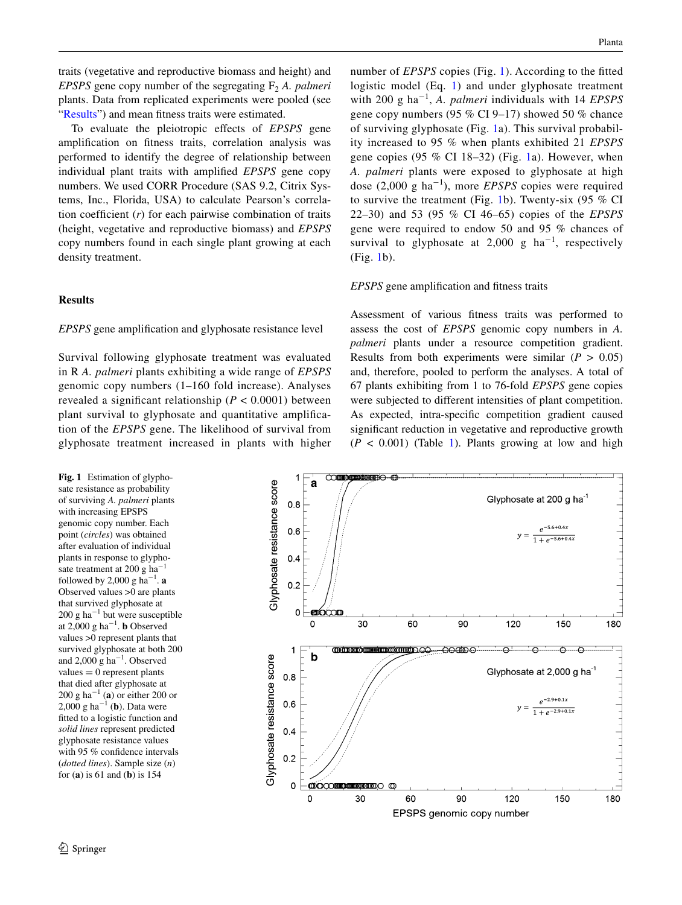traits (vegetative and reproductive biomass and height) and *EPSPS* gene copy number of the segregating $F_2$ *A. palmeri* plants. Data from replicated experiments were pooled (see "Results") and mean fitness traits were estimated.

To evaluate the pleiotropic effects of *EPSPS* gene amplification on fitness traits, correlation analysis was performed to identify the degree of relationship between individual plant traits with amplified *EPSPS* gene copy numbers. We used CORR Procedure (SAS 9.2, Citrix Systems, Inc., Florida, USA) to calculate Pearson's correlation coefficient ($r$) for each pairwise combination of traits (height, vegetative and reproductive biomass) and *EPSPS* copy numbers found in each single plant growing at each density treatment.

## Results

### *EPSPS* gene amplification and glyphosate resistance level

Survival following glyphosate treatment was evaluated in R *A. palmeri* plants exhibiting a wide range of *EPSPS* genomic copy numbers (1–160 fold increase). Analyses revealed a significant relationship ($P < 0.0001$) between plant survival to glyphosate and quantitative amplification of the *EPSPS* gene. The likelihood of survival from glyphosate treatment increased in plants with higher number of *EPSPS* copies (Fig. 1). According to the fitted logistic model (Eq. 1) and under glyphosate treatment with 200 g ha$^{-1}$, *A. palmeri* individuals with 14 *EPSPS* gene copy numbers (95 % CI 9–17) showed 50 % chance of surviving glyphosate (Fig. 1a). This survival probability increased to 95 % when plants exhibited 21 *EPSPS* gene copies (95 % CI 18–32) (Fig. 1a). However, when *A. palmeri* plants were exposed to glyphosate at high dose (2,000 g ha$^{-1}$), more *EPSPS* copies were required to survive the treatment (Fig. 1b). Twenty-six (95 % CI 22–30) and 53 (95 % CI 46–65) copies of the *EPSPS* gene were required to endow 50 and 95 % chances of survival to glyphosate at 2,000 g ha$^{-1}$, respectively (Fig. 1b).

### *EPSPS* gene amplification and fitness traits

Assessment of various fitness traits was performed to assess the cost of *EPSPS* genomic copy numbers in *A. palmeri* plants under a resource competition gradient. Results from both experiments were similar ($P > 0.05$) and, therefore, pooled to perform the analyses. A total of 67 plants exhibiting from 1 to 76-fold *EPSPS* gene copies were subjected to different intensities of plant competition. As expected, intra-specific competition gradient caused significant reduction in vegetative and reproductive growth ($P < 0.001$) (Table 1). Plants growing at low and high

**Fig. 1** Estimation of glyphosate resistance as probability of surviving *A. palmeri* plants with increasing EPSPS genomic copy number. Each point (*circles*) was obtained after evaluation of individual plants in response to glyphosate treatment at 200 g ha$^{-1}$ followed by 2,000 g ha$^{-1}$. **a** Observed values >0 are plants that survived glyphosate at 200 g ha$^{-1}$ but were susceptible at 2,000 g ha$^{-1}$. **b** Observed values >0 represent plants that survived glyphosate at both 200 and 2,000 g ha$^{-1}$. Observed values = 0 represent plants that died after glyphosate at 200 g ha$^{-1}$ (**a**) or either 200 or 2,000 g ha$^{-1}$ (**b**). Data were fitted to a logistic function and *solid lines* represent predicted glyphosate resistance values with 95 % confidence intervals (*dotted lines*). Sample size ($n$) for (**a**) is 61 and (**b**) is 154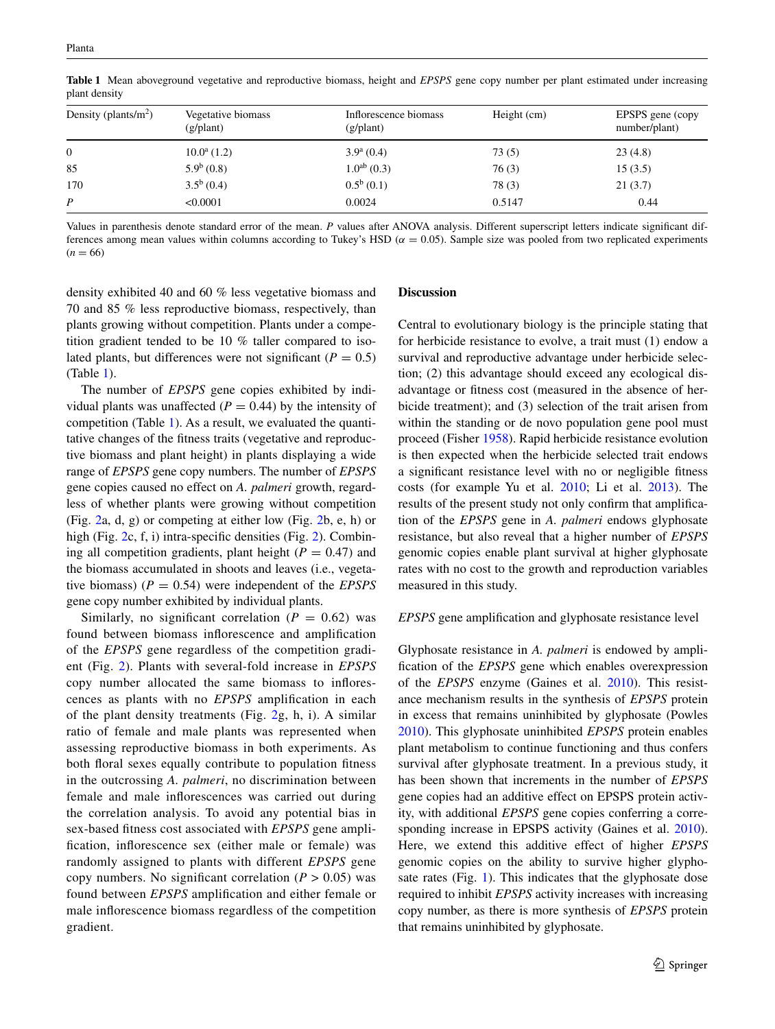**Table 1** Mean aboveground vegetative and reproductive biomass, height and *EPSPS* gene copy number per plant estimated under increasing plant density

| Density (plants/m$^2$) | Vegetative biomass (g/plant) | Inflorescence biomass (g/plant) | Height (cm) | EPSPS gene (copy number/plant) |
|---|---|---|---|---|
| 0 | 10.0$^a$ (1.2) | 3.9$^a$ (0.4) | 73 (5) | 23 (4.8) |
| 85 | 5.9$^b$ (0.8) | 1.0$^{ab}$ (0.3) | 76 (3) | 15 (3.5) |
| 170 | 3.5$^b$ (0.4) | 0.5$^b$ (0.1) | 78 (3) | 21 (3.7) |
| *P* | <0.0001 | 0.0024 | 0.5147 | 0.44 |

Values in parenthesis denote standard error of the mean. *P* values after ANOVA analysis. Different superscript letters indicate significant differences among mean values within columns according to Tukey's HSD ($\alpha = 0.05$). Sample size was pooled from two replicated experiments ($n = 66$)

density exhibited 40 and 60 % less vegetative biomass and 70 and 85 % less reproductive biomass, respectively, than plants growing without competition. Plants under a competition gradient tended to be 10 % taller compared to isolated plants, but differences were not significant ($P = 0.5$) (Table 1).

The number of *EPSPS* gene copies exhibited by individual plants was unaffected ($P = 0.44$) by the intensity of competition (Table 1). As a result, we evaluated the quantitative changes of the fitness traits (vegetative and reproductive biomass and plant height) in plants displaying a wide range of *EPSPS* gene copy numbers. The number of *EPSPS* gene copies caused no effect on *A. palmeri* growth, regardless of whether plants were growing without competition (Fig. 2a, d, g) or competing at either low (Fig. 2b, e, h) or high (Fig. 2c, f, i) intra-specific densities (Fig. 2). Combining all competition gradients, plant height ($P = 0.47$) and the biomass accumulated in shoots and leaves (i.e., vegetative biomass) ($P = 0.54$) were independent of the *EPSPS* gene copy number exhibited by individual plants.

Similarly, no significant correlation ($P = 0.62$) was found between biomass inflorescence and amplification of the *EPSPS* gene regardless of the competition gradient (Fig. 2). Plants with several-fold increase in *EPSPS* copy number allocated the same biomass to inflorescences as plants with no *EPSPS* amplification in each of the plant density treatments (Fig. 2g, h, i). A similar ratio of female and male plants was represented when assessing reproductive biomass in both experiments. As both floral sexes equally contribute to population fitness in the outcrossing *A. palmeri*, no discrimination between female and male inflorescences was carried out during the correlation analysis. To avoid any potential bias in sex-based fitness cost associated with *EPSPS* gene amplification, inflorescence sex (either male or female) was randomly assigned to plants with different *EPSPS* gene copy numbers. No significant correlation ($P > 0.05$) was found between *EPSPS* amplification and either female or male inflorescence biomass regardless of the competition gradient.

## Discussion

Central to evolutionary biology is the principle stating that for herbicide resistance to evolve, a trait must (1) endow a survival and reproductive advantage under herbicide selection; (2) this advantage should exceed any ecological disadvantage or fitness cost (measured in the absence of herbicide treatment); and (3) selection of the trait arisen from within the standing or de novo population gene pool must proceed (Fisher 1958). Rapid herbicide resistance evolution is then expected when the herbicide selected trait endows a significant resistance level with no or negligible fitness costs (for example Yu et al. 2010; Li et al. 2013). The results of the present study not only confirm that amplification of the *EPSPS* gene in *A. palmeri* endows glyphosate resistance, but also reveal that a higher number of *EPSPS* genomic copies enable plant survival at higher glyphosate rates with no cost to the growth and reproduction variables measured in this study.

### *EPSPS* gene amplification and glyphosate resistance level

Glyphosate resistance in *A. palmeri* is endowed by amplification of the *EPSPS* gene which enables overexpression of the *EPSPS* enzyme (Gaines et al. 2010). This resistance mechanism results in the synthesis of *EPSPS* protein in excess that remains uninhibited by glyphosate (Powles 2010). This glyphosate uninhibited *EPSPS* protein enables plant metabolism to continue functioning and thus confers survival after glyphosate treatment. In a previous study, it has been shown that increments in the number of *EPSPS* gene copies had an additive effect on EPSPS protein activity, with additional *EPSPS* gene copies conferring a corresponding increase in EPSPS activity (Gaines et al. 2010). Here, we extend this additive effect of higher *EPSPS* genomic copies on the ability to survive higher glyphosate rates (Fig. 1). This indicates that the glyphosate dose required to inhibit *EPSPS* activity increases with increasing copy number, as there is more synthesis of *EPSPS* protein that remains uninhibited by glyphosate.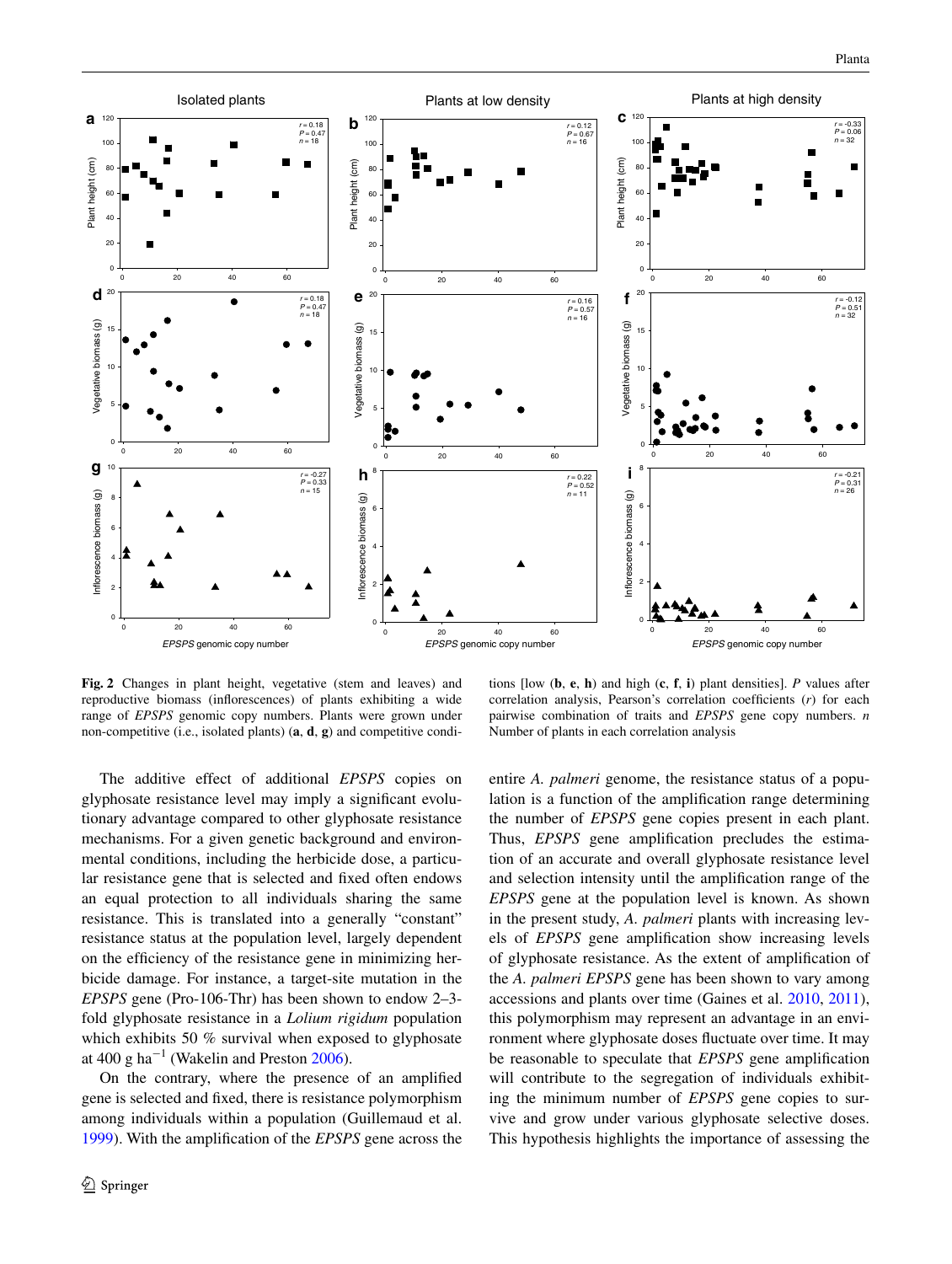**Fig. 2** Changes in plant height, vegetative (stem and leaves) and reproductive biomass (inflorescences) of plants exhibiting a wide range of *EPSPS* genomic copy numbers. Plants were grown under non-competitive (i.e., isolated plants) (**a**, **d**, **g**) and competitive conditions [low (**b**, **e**, **h**) and high (**c**, **f**, **i**) plant densities]. *P* values after correlation analysis, Pearson's correlation coefficients (*r*) for each pairwise combination of traits and *EPSPS* gene copy numbers. *n* Number of plants in each correlation analysis

The additive effect of additional *EPSPS* copies on glyphosate resistance level may imply a significant evolutionary advantage compared to other glyphosate resistance mechanisms. For a given genetic background and environmental conditions, including the herbicide dose, a particular resistance gene that is selected and fixed often endows an equal protection to all individuals sharing the same resistance. This is translated into a generally "constant" resistance status at the population level, largely dependent on the efficiency of the resistance gene in minimizing herbicide damage. For instance, a target-site mutation in the *EPSPS* gene (Pro-106-Thr) has been shown to endow 2–3-fold glyphosate resistance in a *Lolium rigidum* population which exhibits 50 % survival when exposed to glyphosate at 400 g $ha^{-1}$ (Wakelin and Preston 2006).

On the contrary, where the presence of an amplified gene is selected and fixed, there is resistance polymorphism among individuals within a population (Guillemaud et al. 1999). With the amplification of the *EPSPS* gene across the entire *A. palmeri* genome, the resistance status of a population is a function of the amplification range determining the number of *EPSPS* gene copies present in each plant. Thus, *EPSPS* gene amplification precludes the estimation of an accurate and overall glyphosate resistance level and selection intensity until the amplification range of the *EPSPS* gene at the population level is known. As shown in the present study, *A. palmeri* plants with increasing levels of *EPSPS* gene amplification show increasing levels of glyphosate resistance. As the extent of amplification of the *A. palmeri EPSPS* gene has been shown to vary among accessions and plants over time (Gaines et al. 2010, 2011), this polymorphism may represent an advantage in an environment where glyphosate doses fluctuate over time. It may be reasonable to speculate that *EPSPS* gene amplification will contribute to the segregation of individuals exhibiting the minimum number of *EPSPS* gene copies to survive and grow under various glyphosate selective doses. This hypothesis highlights the importance of assessing the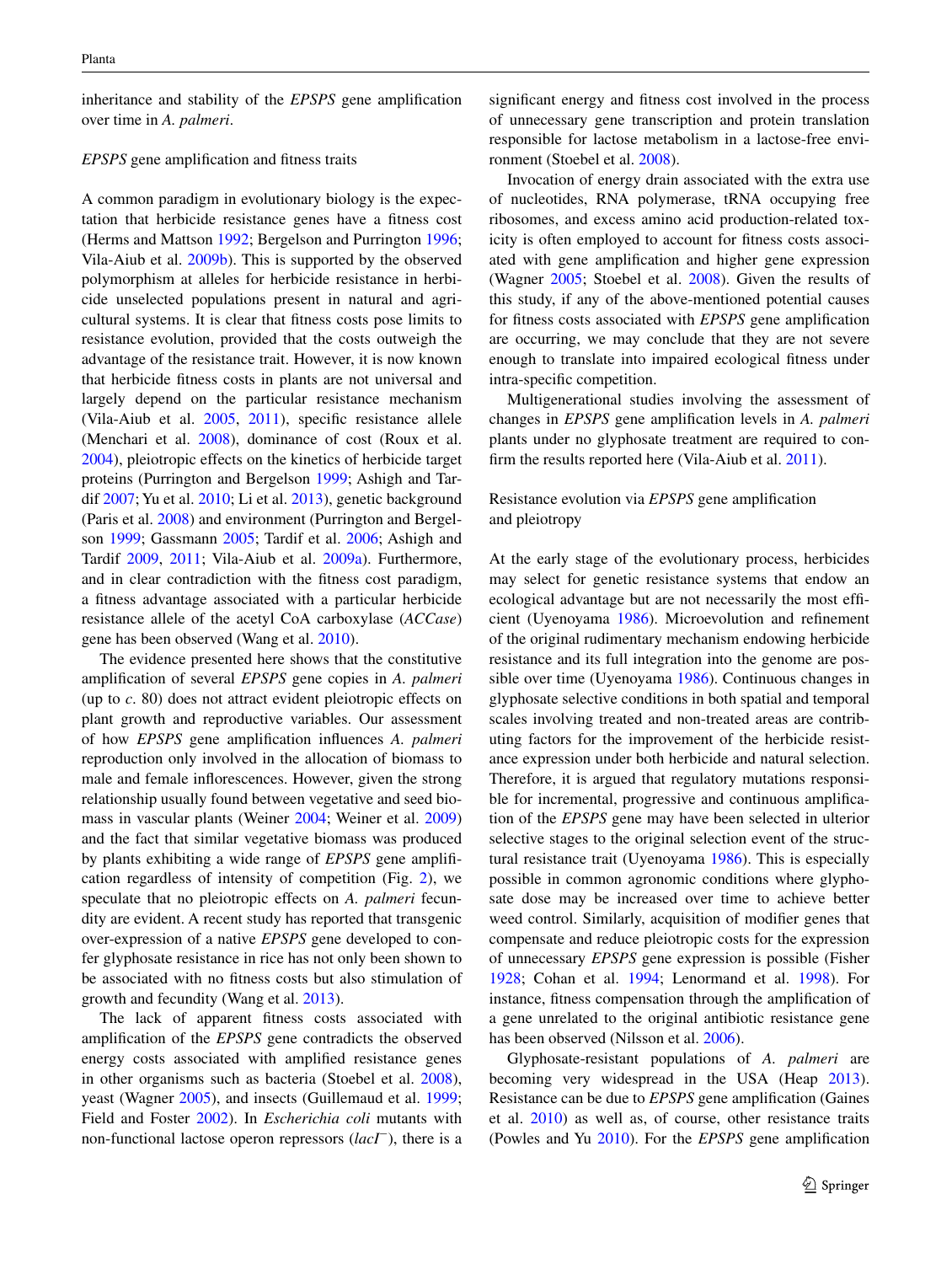inheritance and stability of the *EPSPS* gene amplification over time in *A. palmeri*.

### *EPSPS* gene amplification and fitness traits

A common paradigm in evolutionary biology is the expectation that herbicide resistance genes have a fitness cost (Herms and Mattson 1992; Bergelson and Purrington 1996; Vila-Aiub et al. 2009b). This is supported by the observed polymorphism at alleles for herbicide resistance in herbicide unselected populations present in natural and agricultural systems. It is clear that fitness costs pose limits to resistance evolution, provided that the costs outweigh the advantage of the resistance trait. However, it is now known that herbicide fitness costs in plants are not universal and largely depend on the particular resistance mechanism (Vila-Aiub et al. 2005, 2011), specific resistance allele (Menchari et al. 2008), dominance of cost (Roux et al. 2004), pleiotropic effects on the kinetics of herbicide target proteins (Purrington and Bergelson 1999; Ashigh and Tardif 2007; Yu et al. 2010; Li et al. 2013), genetic background (Paris et al. 2008) and environment (Purrington and Bergelson 1999; Gassmann 2005; Tardif et al. 2006; Ashigh and Tardif 2009, 2011; Vila-Aiub et al. 2009a). Furthermore, and in clear contradiction with the fitness cost paradigm, a fitness advantage associated with a particular herbicide resistance allele of the acetyl CoA carboxylase (*ACCase*) gene has been observed (Wang et al. 2010).

The evidence presented here shows that the constitutive amplification of several *EPSPS* gene copies in *A. palmeri* (up to *c*. 80) does not attract evident pleiotropic effects on plant growth and reproductive variables. Our assessment of how *EPSPS* gene amplification influences *A. palmeri* reproduction only involved in the allocation of biomass to male and female inflorescences. However, given the strong relationship usually found between vegetative and seed biomass in vascular plants (Weiner 2004; Weiner et al. 2009) and the fact that similar vegetative biomass was produced by plants exhibiting a wide range of *EPSPS* gene amplification regardless of intensity of competition (Fig. 2), we speculate that no pleiotropic effects on *A. palmeri* fecundity are evident. A recent study has reported that transgenic over-expression of a native *EPSPS* gene developed to confer glyphosate resistance in rice has not only been shown to be associated with no fitness costs but also stimulation of growth and fecundity (Wang et al. 2013).

The lack of apparent fitness costs associated with amplification of the *EPSPS* gene contradicts the observed energy costs associated with amplified resistance genes in other organisms such as bacteria (Stoebel et al. 2008), yeast (Wagner 2005), and insects (Guillemaud et al. 1999; Field and Foster 2002). In *Escherichia coli* mutants with non-functional lactose operon repressors (*lacI*$^{-}$), there is a significant energy and fitness cost involved in the process of unnecessary gene transcription and protein translation responsible for lactose metabolism in a lactose-free environment (Stoebel et al. 2008).

Invocation of energy drain associated with the extra use of nucleotides, RNA polymerase, tRNA occupying free ribosomes, and excess amino acid production-related toxicity is often employed to account for fitness costs associated with gene amplification and higher gene expression (Wagner 2005; Stoebel et al. 2008). Given the results of this study, if any of the above-mentioned potential causes for fitness costs associated with *EPSPS* gene amplification are occurring, we may conclude that they are not severe enough to translate into impaired ecological fitness under intra-specific competition.

Multigenerational studies involving the assessment of changes in *EPSPS* gene amplification levels in *A. palmeri* plants under no glyphosate treatment are required to confirm the results reported here (Vila-Aiub et al. 2011).

### Resistance evolution via *EPSPS* gene amplification and pleiotropy

At the early stage of the evolutionary process, herbicides may select for genetic resistance systems that endow an ecological advantage but are not necessarily the most efficient (Uyenoyama 1986). Microevolution and refinement of the original rudimentary mechanism endowing herbicide resistance and its full integration into the genome are possible over time (Uyenoyama 1986). Continuous changes in glyphosate selective conditions in both spatial and temporal scales involving treated and non-treated areas are contributing factors for the improvement of the herbicide resistance expression under both herbicide and natural selection. Therefore, it is argued that regulatory mutations responsible for incremental, progressive and continuous amplification of the *EPSPS* gene may have been selected in ulterior selective stages to the original selection event of the structural resistance trait (Uyenoyama 1986). This is especially possible in common agronomic conditions where glyphosate dose may be increased over time to achieve better weed control. Similarly, acquisition of modifier genes that compensate and reduce pleiotropic costs for the expression of unnecessary *EPSPS* gene expression is possible (Fisher 1928; Cohan et al. 1994; Lenormand et al. 1998). For instance, fitness compensation through the amplification of a gene unrelated to the original antibiotic resistance gene has been observed (Nilsson et al. 2006).

Glyphosate-resistant populations of *A. palmeri* are becoming very widespread in the USA (Heap 2013). Resistance can be due to *EPSPS* gene amplification (Gaines et al. 2010) as well as, of course, other resistance traits (Powles and Yu 2010). For the *EPSPS* gene amplification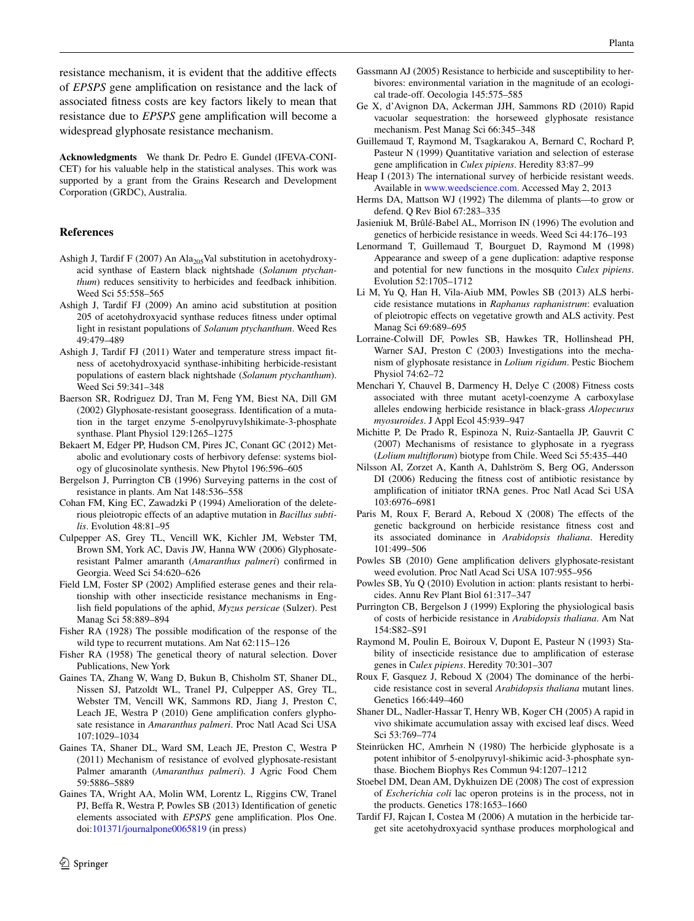resistance mechanism, it is evident that the additive effects of *EPSPS* gene amplification on resistance and the lack of associated fitness costs are key factors likely to mean that resistance due to *EPSPS* gene amplification will become a widespread glyphosate resistance mechanism.

**Acknowledgments** We thank Dr. Pedro E. Gundel (IFEVA-CONICET) for his valuable help in the statistical analyses. This work was supported by a grant from the Grains Research and Development Corporation (GRDC), Australia.

## References

Ashigh J, Tardif F (2007) An $Ala_{205}$Val substitution in acetohydroxyacid synthase of Eastern black nightshade (*Solanum ptychanthum*) reduces sensitivity to herbicides and feedback inhibition. Weed Sci 55:558–565

Ashigh J, Tardif FJ (2009) An amino acid substitution at position 205 of acetohydroxyacid synthase reduces fitness under optimal light in resistant populations of *Solanum ptychanthum*. Weed Res 49:479–489

Ashigh J, Tardif FJ (2011) Water and temperature stress impact fitness of acetohydroxyacid synthase-inhibiting herbicide-resistant populations of eastern black nightshade (*Solanum ptychanthum*). Weed Sci 59:341–348

Baerson SR, Rodriguez DJ, Tran M, Feng YM, Biest NA, Dill GM (2002) Glyphosate-resistant goosegrass. Identification of a mutation in the target enzyme 5-enolpyruvylshikimate-3-phosphate synthase. Plant Physiol 129:1265–1275

Bekaert M, Edger PP, Hudson CM, Pires JC, Conant GC (2012) Metabolic and evolutionary costs of herbivory defense: systems biology of glucosinolate synthesis. New Phytol 196:596–605

Bergelson J, Purrington CB (1996) Surveying patterns in the cost of resistance in plants. Am Nat 148:536–558

Cohan FM, King EC, Zawadzki P (1994) Amelioration of the deleterious pleiotropic effects of an adaptive mutation in *Bacillus subtilis*. Evolution 48:81–95

Culpepper AS, Grey TL, Vencill WK, Kichler JM, Webster TM, Brown SM, York AC, Davis JW, Hanna WW (2006) Glyphosate-resistant Palmer amaranth (*Amaranthus palmeri*) confirmed in Georgia. Weed Sci 54:620–626

Field LM, Foster SP (2002) Amplified esterase genes and their relationship with other insecticide resistance mechanisms in English field populations of the aphid, *Myzus persicae* (Sulzer). Pest Manag Sci 58:889–894

Fisher RA (1928) The possible modification of the response of the wild type to recurrent mutations. Am Nat 62:115–126

Fisher RA (1958) The genetical theory of natural selection. Dover Publications, New York

Gaines TA, Zhang W, Wang D, Bukun B, Chisholm ST, Shaner DL, Nissen SJ, Patzoldt WL, Tranel PJ, Culpepper AS, Grey TL, Webster TM, Vencill WK, Sammons RD, Jiang J, Preston C, Leach JE, Westra P (2010) Gene amplification confers glyphosate resistance in *Amaranthus palmeri*. Proc Natl Acad Sci USA 107:1029–1034

Gaines TA, Shaner DL, Ward SM, Leach JE, Preston C, Westra P (2011) Mechanism of resistance of evolved glyphosate-resistant Palmer amaranth (*Amaranthus palmeri*). J Agric Food Chem 59:5886–5889

Gaines TA, Wright AA, Molin WM, Lorentz L, Riggins CW, Tranel PJ, Beffa R, Westra P, Powles SB (2013) Identification of genetic elements associated with *EPSPS* gene amplification. Plos One. doi:101371/journalpone0065819 (in press)

Gassmann AJ (2005) Resistance to herbicide and susceptibility to herbivores: environmental variation in the magnitude of an ecological trade-off. Oecologia 145:575–585

Ge X, d'Avignon DA, Ackerman JJH, Sammons RD (2010) Rapid vacuolar sequestration: the horseweed glyphosate resistance mechanism. Pest Manag Sci 66:345–348

Guillemaud T, Raymond M, Tsagkarakou A, Bernard C, Rochard P, Pasteur N (1999) Quantitative variation and selection of esterase gene amplification in *Culex pipiens*. Heredity 83:87–99

Heap I (2013) The international survey of herbicide resistant weeds. Available in www.weedscience.com. Accessed May 2, 2013

Herms DA, Mattson WJ (1992) The dilemma of plants—to grow or defend. Q Rev Biol 67:283–335

Jasieniuk M, Brûlé-Babel AL, Morrison IN (1996) The evolution and genetics of herbicide resistance in weeds. Weed Sci 44:176–193

Lenormand T, Guillemaud T, Bourguet D, Raymond M (1998) Appearance and sweep of a gene duplication: adaptive response and potential for new functions in the mosquito *Culex pipiens*. Evolution 52:1705–1712

Li M, Yu Q, Han H, Vila-Aiub MM, Powles SB (2013) ALS herbicide resistance mutations in *Raphanus raphanistrum*: evaluation of pleiotropic effects on vegetative growth and ALS activity. Pest Manag Sci 69:689–695

Lorraine-Colwill DF, Powles SB, Hawkes TR, Hollinshead PH, Warner SAJ, Preston C (2003) Investigations into the mechanism of glyphosate resistance in *Lolium rigidum*. Pestic Biochem Physiol 74:62–72

Menchari Y, Chauvel B, Darmency H, Delye C (2008) Fitness costs associated with three mutant acetyl-coenzyme A carboxylase alleles endowing herbicide resistance in black-grass *Alopecurus myosuroides*. J Appl Ecol 45:939–947

Michitte P, De Prado R, Espinoza N, Ruiz-Santaella JP, Gauvrit C (2007) Mechanisms of resistance to glyphosate in a ryegrass (*Lolium multiflorum*) biotype from Chile. Weed Sci 55:435–440

Nilsson AI, Zorzet A, Kanth A, Dahlström S, Berg OG, Andersson DI (2006) Reducing the fitness cost of antibiotic resistance by amplification of initiator tRNA genes. Proc Natl Acad Sci USA 103:6976–6981

Paris M, Roux F, Berard A, Reboud X (2008) The effects of the genetic background on herbicide resistance fitness cost and its associated dominance in *Arabidopsis thaliana*. Heredity 101:499–506

Powles SB (2010) Gene amplification delivers glyphosate-resistant weed evolution. Proc Natl Acad Sci USA 107:955–956

Powles SB, Yu Q (2010) Evolution in action: plants resistant to herbicides. Annu Rev Plant Biol 61:317–347

Purrington CB, Bergelson J (1999) Exploring the physiological basis of costs of herbicide resistance in *Arabidopsis thaliana*. Am Nat 154:S82–S91

Raymond M, Poulin E, Boiroux V, Dupont E, Pasteur N (1993) Stability of insecticide resistance due to amplification of esterase genes in *Culex pipiens*. Heredity 70:301–307

Roux F, Gasquez J, Reboud X (2004) The dominance of the herbicide resistance cost in several *Arabidopsis thaliana* mutant lines. Genetics 166:449–460

Shaner DL, Nadler-Hassar T, Henry WB, Koger CH (2005) A rapid in vivo shikimate accumulation assay with excised leaf discs. Weed Sci 53:769–774

Steinrücken HC, Amrhein N (1980) The herbicide glyphosate is a potent inhibitor of 5-enolpyruvyl-shikimic acid-3-phosphate synthase. Biochem Biophys Res Commun 94:1207–1212

Stoebel DM, Dean AM, Dykhuizen DE (2008) The cost of expression of *Escherichia coli* lac operon proteins is in the process, not in the products. Genetics 178:1653–1660

Tardif FJ, Rajcan I, Costea M (2006) A mutation in the herbicide target site acetohydroxyacid synthase produces morphological and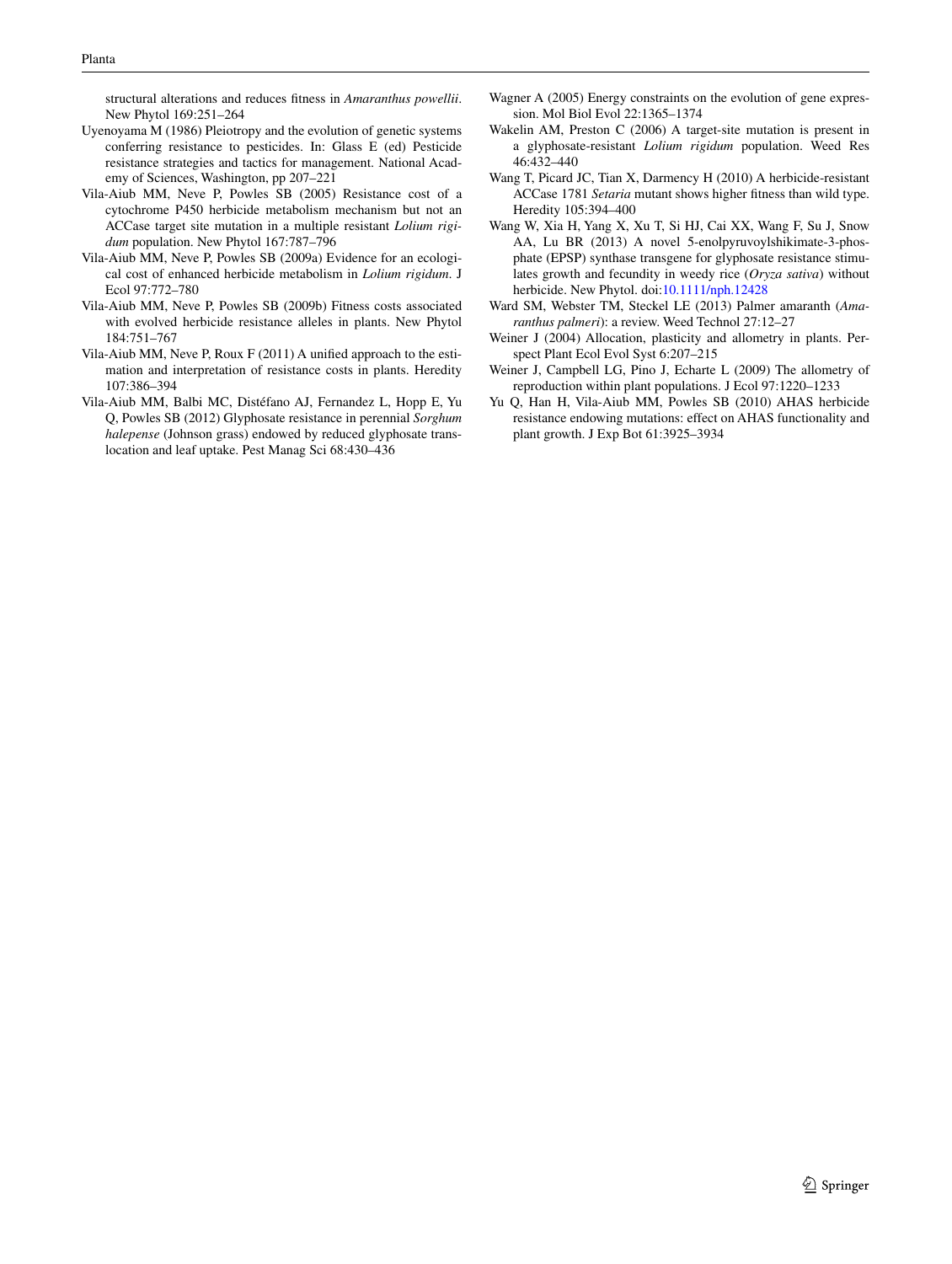structural alterations and reduces fitness in *Amaranthus powellii*. New Phytol 169:251–264

Uyenoyama M (1986) Pleiotropy and the evolution of genetic systems conferring resistance to pesticides. In: Glass E (ed) Pesticide resistance strategies and tactics for management. National Academy of Sciences, Washington, pp 207–221

Vila-Aiub MM, Neve P, Powles SB (2005) Resistance cost of a cytochrome P450 herbicide metabolism mechanism but not an ACCase target site mutation in a multiple resistant *Lolium rigidum* population. New Phytol 167:787–796

Vila-Aiub MM, Neve P, Powles SB (2009a) Evidence for an ecological cost of enhanced herbicide metabolism in *Lolium rigidum*. J Ecol 97:772–780

Vila-Aiub MM, Neve P, Powles SB (2009b) Fitness costs associated with evolved herbicide resistance alleles in plants. New Phytol 184:751–767

Vila-Aiub MM, Neve P, Roux F (2011) A unified approach to the estimation and interpretation of resistance costs in plants. Heredity 107:386–394

Vila-Aiub MM, Balbi MC, Distéfano AJ, Fernandez L, Hopp E, Yu Q, Powles SB (2012) Glyphosate resistance in perennial *Sorghum halepense* (Johnson grass) endowed by reduced glyphosate translocation and leaf uptake. Pest Manag Sci 68:430–436

Wagner A (2005) Energy constraints on the evolution of gene expression. Mol Biol Evol 22:1365–1374

Wakelin AM, Preston C (2006) A target-site mutation is present in a glyphosate-resistant *Lolium rigidum* population. Weed Res 46:432–440

Wang T, Picard JC, Tian X, Darmency H (2010) A herbicide-resistant ACCase 1781 *Setaria* mutant shows higher fitness than wild type. Heredity 105:394–400

Wang W, Xia H, Yang X, Xu T, Si HJ, Cai XX, Wang F, Su J, Snow AA, Lu BR (2013) A novel 5-enolpyruvoylshikimate-3-phosphate (EPSP) synthase transgene for glyphosate resistance stimulates growth and fecundity in weedy rice (*Oryza sativa*) without herbicide. New Phytol. doi:10.1111/nph.12428

Ward SM, Webster TM, Steckel LE (2013) Palmer amaranth (*Amaranthus palmeri*): a review. Weed Technol 27:12–27

Weiner J (2004) Allocation, plasticity and allometry in plants. Perspect Plant Ecol Evol Syst 6:207–215

Weiner J, Campbell LG, Pino J, Echarte L (2009) The allometry of reproduction within plant populations. J Ecol 97:1220–1233

Yu Q, Han H, Vila-Aiub MM, Powles SB (2010) AHAS herbicide resistance endowing mutations: effect on AHAS functionality and plant growth. J Exp Bot 61:3925–3934